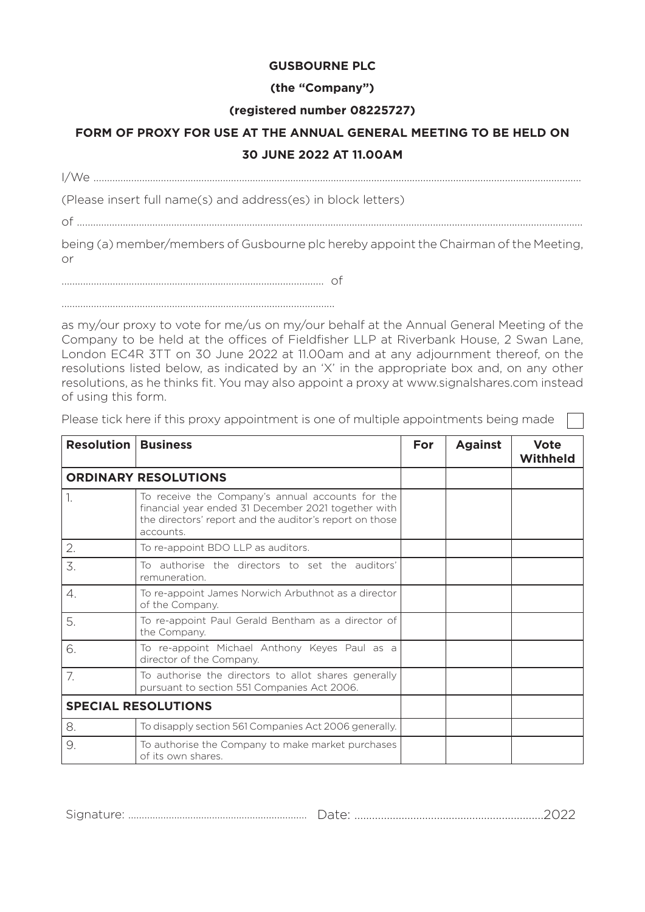**GUSBOURNE PLC**

**(the "Company")**

**(registered number 08225727)**

**FORM OF PROXY FOR USE AT THE ANNUAL GENERAL MEETING TO BE HELD ON 30 JUNE 2022 AT 11.00AM**

I/We ..........................................................................................................................................................................

(Please insert full name(s) and address(es) in block letters)

of ..............................................................................................................................................................................

being (a) member/members of Gusbourne plc hereby appoint the Chairman of the Meeting, or

............................................................................................... of

...................................................................................................

as my/our proxy to vote for me/us on my/our behalf at the Annual General Meeting of the Company to be held at the offices of Fieldfisher LLP at Riverbank House, 2 Swan Lane, London EC4R 3TT on 30 June 2022 at 11.00am and at any adjournment thereof, on the resolutions listed below, as indicated by an 'X' in the appropriate box and, on any other resolutions, as he thinks fit. You may also appoint a proxy at www.signalshares.com instead of using this form.

Please tick here if this proxy appointment is one of multiple appointments being made ☐

| Resolution | Business | For | Against | Vote Withheld |
|---|---|---|---|---|
| **ORDINARY RESOLUTIONS** | | | | |
| 1. | To receive the Company's annual accounts for the financial year ended 31 December 2021 together with the directors' report and the auditor's report on those accounts. | | | |
| 2. | To re-appoint BDO LLP as auditors. | | | |
| 3. | To authorise the directors to set the auditors' remuneration. | | | |
| 4. | To re-appoint James Norwich Arbuthnot as a director of the Company. | | | |
| 5. | To re-appoint Paul Gerald Bentham as a director of the Company. | | | |
| 6. | To re-appoint Michael Anthony Keyes Paul as a director of the Company. | | | |
| 7. | To authorise the directors to allot shares generally pursuant to section 551 Companies Act 2006. | | | |
| **SPECIAL RESOLUTIONS** | | | | |
| 8. | To disapply section 561 Companies Act 2006 generally. | | | |
| 9. | To authorise the Company to make market purchases of its own shares. | | | |

Signature: ............................................................... Date: ...............................................................2022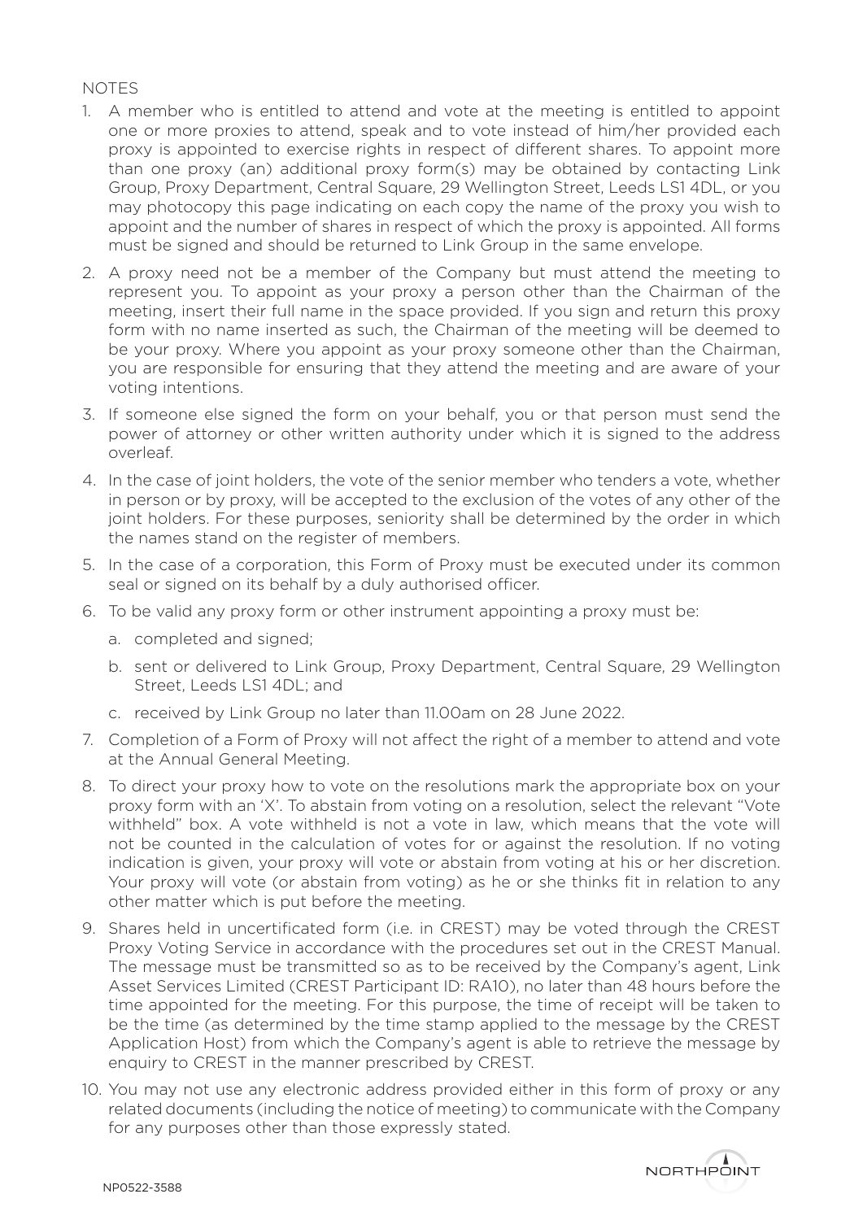NOTES

1. A member who is entitled to attend and vote at the meeting is entitled to appoint one or more proxies to attend, speak and to vote instead of him/her provided each proxy is appointed to exercise rights in respect of different shares. To appoint more than one proxy (an) additional proxy form(s) may be obtained by contacting Link Group, Proxy Department, Central Square, 29 Wellington Street, Leeds LS1 4DL, or you may photocopy this page indicating on each copy the name of the proxy you wish to appoint and the number of shares in respect of which the proxy is appointed. All forms must be signed and should be returned to Link Group in the same envelope.
2. A proxy need not be a member of the Company but must attend the meeting to represent you. To appoint as your proxy a person other than the Chairman of the meeting, insert their full name in the space provided. If you sign and return this proxy form with no name inserted as such, the Chairman of the meeting will be deemed to be your proxy. Where you appoint as your proxy someone other than the Chairman, you are responsible for ensuring that they attend the meeting and are aware of your voting intentions.
3. If someone else signed the form on your behalf, you or that person must send the power of attorney or other written authority under which it is signed to the address overleaf.
4. In the case of joint holders, the vote of the senior member who tenders a vote, whether in person or by proxy, will be accepted to the exclusion of the votes of any other of the joint holders. For these purposes, seniority shall be determined by the order in which the names stand on the register of members.
5. In the case of a corporation, this Form of Proxy must be executed under its common seal or signed on its behalf by a duly authorised officer.
6. To be valid any proxy form or other instrument appointing a proxy must be:
   a. completed and signed;
   b. sent or delivered to Link Group, Proxy Department, Central Square, 29 Wellington Street, Leeds LS1 4DL; and
   c. received by Link Group no later than 11.00am on 28 June 2022.
7. Completion of a Form of Proxy will not affect the right of a member to attend and vote at the Annual General Meeting.
8. To direct your proxy how to vote on the resolutions mark the appropriate box on your proxy form with an 'X'. To abstain from voting on a resolution, select the relevant "Vote withheld" box. A vote withheld is not a vote in law, which means that the vote will not be counted in the calculation of votes for or against the resolution. If no voting indication is given, your proxy will vote or abstain from voting at his or her discretion. Your proxy will vote (or abstain from voting) as he or she thinks fit in relation to any other matter which is put before the meeting.
9. Shares held in uncertificated form (i.e. in CREST) may be voted through the CREST Proxy Voting Service in accordance with the procedures set out in the CREST Manual. The message must be transmitted so as to be received by the Company's agent, Link Asset Services Limited (CREST Participant ID: RA10), no later than 48 hours before the time appointed for the meeting. For this purpose, the time of receipt will be taken to be the time (as determined by the time stamp applied to the message by the CREST Application Host) from which the Company's agent is able to retrieve the message by enquiry to CREST in the manner prescribed by CREST.
10. You may not use any electronic address provided either in this form of proxy or any related documents (including the notice of meeting) to communicate with the Company for any purposes other than those expressly stated.

NP0522-3588

NORTHPOINT